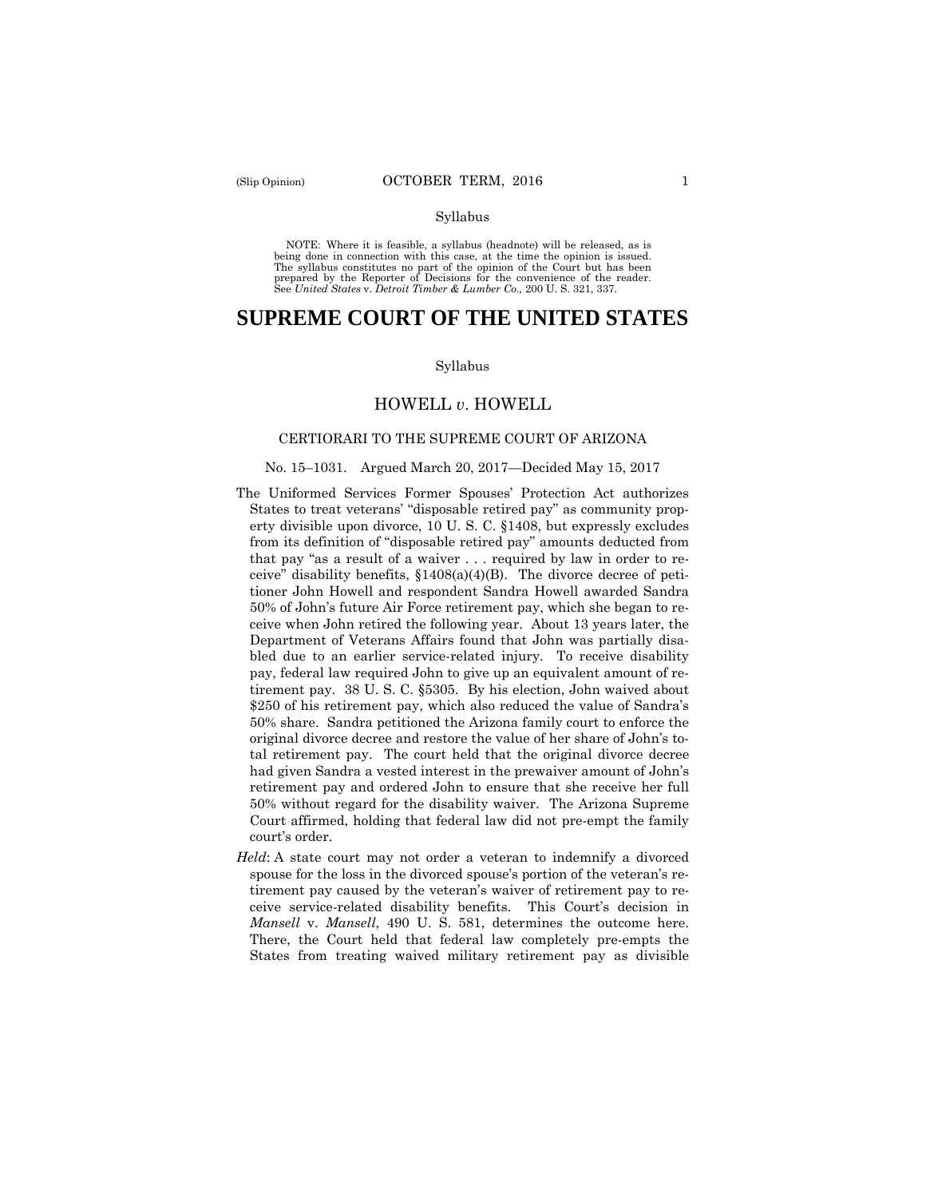Syllabus

NOTE: Where it is feasible, a syllabus (headnote) will be released, as is being done in connection with this case, at the time the opinion is issued. The syllabus constitutes no part of the opinion of the Court but has been prepared by the Reporter of Decisions for the convenience of the reader. See *United States* v. *Detroit Timber & Lumber Co.,* 200 U. S. 321, 337.

# SUPREME COURT OF THE UNITED STATES

Syllabus

## HOWELL *v*. HOWELL

CERTIORARI TO THE SUPREME COURT OF ARIZONA

No. 15–1031. Argued March 20, 2017—Decided May 15, 2017

The Uniformed Services Former Spouses' Protection Act authorizes States to treat veterans' "disposable retired pay" as community property divisible upon divorce, 10 U. S. C. §1408, but expressly excludes from its definition of "disposable retired pay" amounts deducted from that pay "as a result of a waiver . . . required by law in order to receive" disability benefits, §1408(a)(4)(B). The divorce decree of petitioner John Howell and respondent Sandra Howell awarded Sandra 50% of John's future Air Force retirement pay, which she began to receive when John retired the following year. About 13 years later, the Department of Veterans Affairs found that John was partially disabled due to an earlier service-related injury. To receive disability pay, federal law required John to give up an equivalent amount of retirement pay. 38 U. S. C. §5305. By his election, John waived about $250 of his retirement pay, which also reduced the value of Sandra's 50% share. Sandra petitioned the Arizona family court to enforce the original divorce decree and restore the value of her share of John's total retirement pay. The court held that the original divorce decree had given Sandra a vested interest in the prewaiver amount of John's retirement pay and ordered John to ensure that she receive her full 50% without regard for the disability waiver. The Arizona Supreme Court affirmed, holding that federal law did not pre-empt the family court's order.

*Held*: A state court may not order a veteran to indemnify a divorced spouse for the loss in the divorced spouse's portion of the veteran's retirement pay caused by the veteran's waiver of retirement pay to receive service-related disability benefits. This Court's decision in *Mansell* v. *Mansell*, 490 U. S. 581, determines the outcome here. There, the Court held that federal law completely pre-empts the States from treating waived military retirement pay as divisible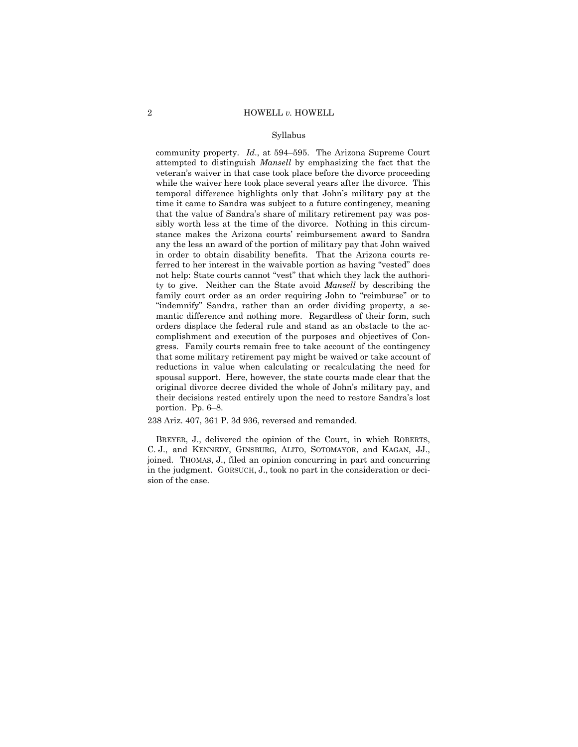community property. *Id*., at 594–595. The Arizona Supreme Court attempted to distinguish *Mansell* by emphasizing the fact that the veteran's waiver in that case took place before the divorce proceeding while the waiver here took place several years after the divorce. This temporal difference highlights only that John's military pay at the time it came to Sandra was subject to a future contingency, meaning that the value of Sandra's share of military retirement pay was possibly worth less at the time of the divorce. Nothing in this circumstance makes the Arizona courts' reimbursement award to Sandra any the less an award of the portion of military pay that John waived in order to obtain disability benefits. That the Arizona courts referred to her interest in the waivable portion as having "vested" does not help: State courts cannot "vest" that which they lack the authority to give. Neither can the State avoid *Mansell* by describing the family court order as an order requiring John to "reimburse" or to "indemnify" Sandra, rather than an order dividing property, a semantic difference and nothing more. Regardless of their form, such orders displace the federal rule and stand as an obstacle to the accomplishment and execution of the purposes and objectives of Congress. Family courts remain free to take account of the contingency that some military retirement pay might be waived or take account of reductions in value when calculating or recalculating the need for spousal support. Here, however, the state courts made clear that the original divorce decree divided the whole of John's military pay, and their decisions rested entirely upon the need to restore Sandra's lost portion. Pp. 6–8.

238 Ariz. 407, 361 P. 3d 936, reversed and remanded.

BREYER, J., delivered the opinion of the Court, in which ROBERTS, C. J., and KENNEDY, GINSBURG, ALITO, SOTOMAYOR, and KAGAN, JJ., joined. THOMAS, J., filed an opinion concurring in part and concurring in the judgment. GORSUCH, J., took no part in the consideration or decision of the case.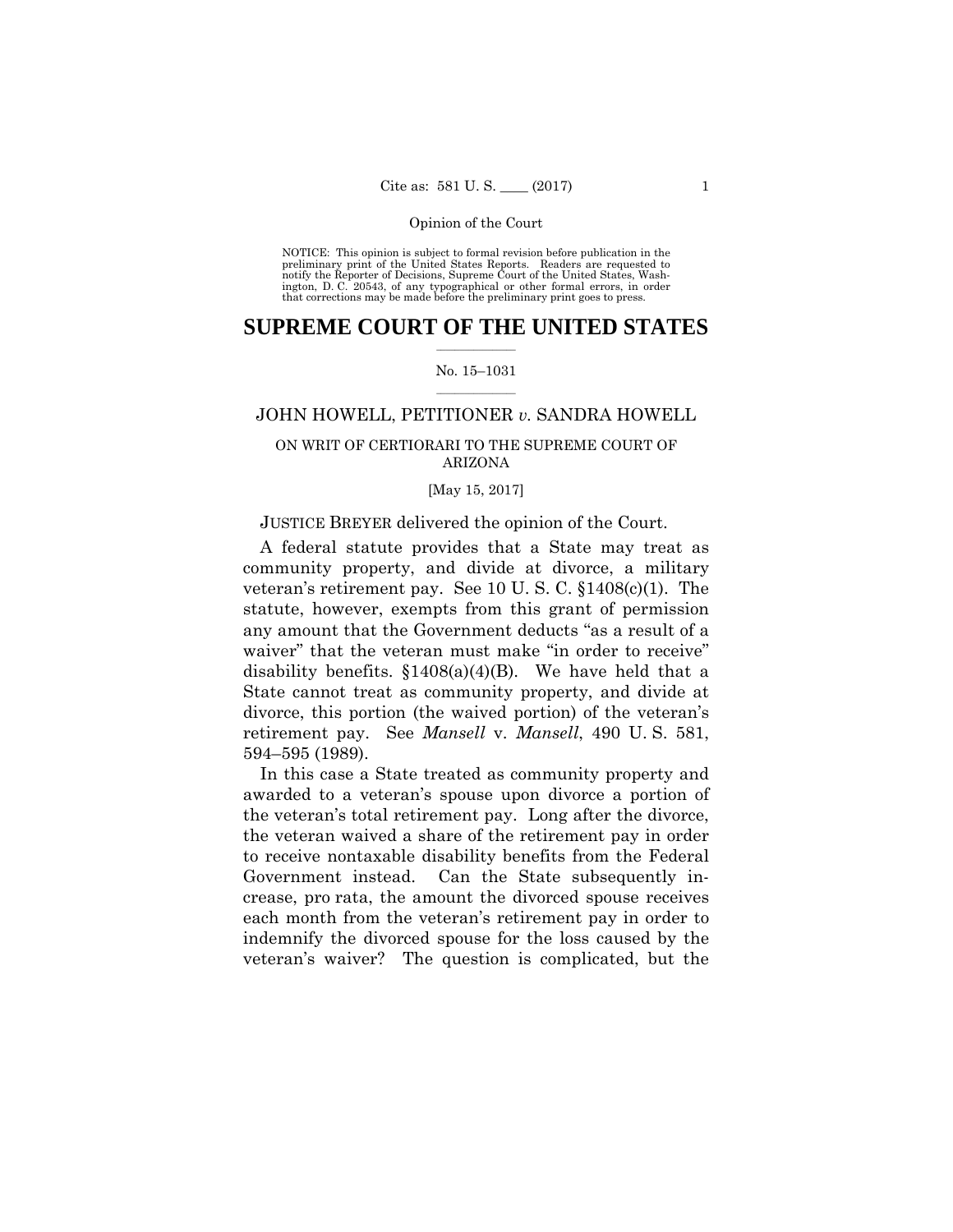NOTICE: This opinion is subject to formal revision before publication in the preliminary print of the United States Reports. Readers are requested to notify the Reporter of Decisions, Supreme Court of the United States, Washington, D. C. 20543, of any typographical or other formal errors, in order that corrections may be made before the preliminary print goes to press.

# SUPREME COURT OF THE UNITED STATES

No. 15–1031

JOHN HOWELL, PETITIONER *v.* SANDRA HOWELL

ON WRIT OF CERTIORARI TO THE SUPREME COURT OF ARIZONA

[May 15, 2017]

JUSTICE BREYER delivered the opinion of the Court.

A federal statute provides that a State may treat as community property, and divide at divorce, a military veteran's retirement pay. See 10 U. S. C. §1408(c)(1). The statute, however, exempts from this grant of permission any amount that the Government deducts "as a result of a waiver" that the veteran must make "in order to receive" disability benefits. §1408(a)(4)(B). We have held that a State cannot treat as community property, and divide at divorce, this portion (the waived portion) of the veteran's retirement pay. See *Mansell* v. *Mansell*, 490 U. S. 581, 594–595 (1989).

In this case a State treated as community property and awarded to a veteran's spouse upon divorce a portion of the veteran's total retirement pay. Long after the divorce, the veteran waived a share of the retirement pay in order to receive nontaxable disability benefits from the Federal Government instead. Can the State subsequently increase, pro rata, the amount the divorced spouse receives each month from the veteran's retirement pay in order to indemnify the divorced spouse for the loss caused by the veteran's waiver? The question is complicated, but the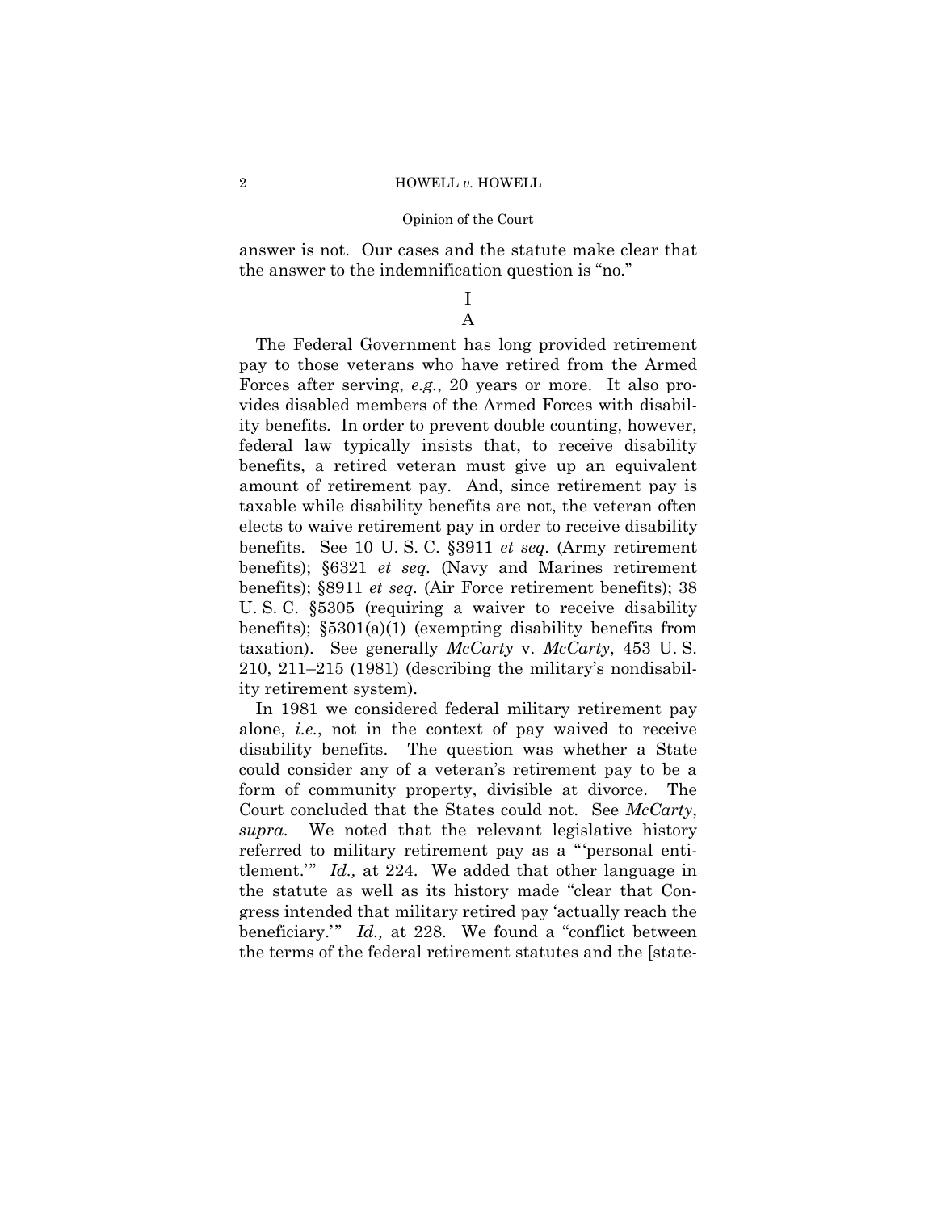answer is not. Our cases and the statute make clear that the answer to the indemnification question is "no."

# I

## A

The Federal Government has long provided retirement pay to those veterans who have retired from the Armed Forces after serving, *e.g.*, 20 years or more. It also provides disabled members of the Armed Forces with disability benefits. In order to prevent double counting, however, federal law typically insists that, to receive disability benefits, a retired veteran must give up an equivalent amount of retirement pay. And, since retirement pay is taxable while disability benefits are not, the veteran often elects to waive retirement pay in order to receive disability benefits. See 10 U. S. C. §3911 *et seq.* (Army retirement benefits); §6321 *et seq.* (Navy and Marines retirement benefits); §8911 *et seq.* (Air Force retirement benefits); 38 U. S. C. §5305 (requiring a waiver to receive disability benefits); §5301(a)(1) (exempting disability benefits from taxation). See generally *McCarty* v. *McCarty*, 453 U. S. 210, 211–215 (1981) (describing the military's nondisability retirement system).

In 1981 we considered federal military retirement pay alone, *i.e.*, not in the context of pay waived to receive disability benefits. The question was whether a State could consider any of a veteran's retirement pay to be a form of community property, divisible at divorce. The Court concluded that the States could not. See *McCarty*, *supra.* We noted that the relevant legislative history referred to military retirement pay as a "'personal entitlement.'" *Id.,* at 224. We added that other language in the statute as well as its history made "clear that Congress intended that military retired pay 'actually reach the beneficiary.'" *Id.,* at 228. We found a "conflict between the terms of the federal retirement statutes and the [state-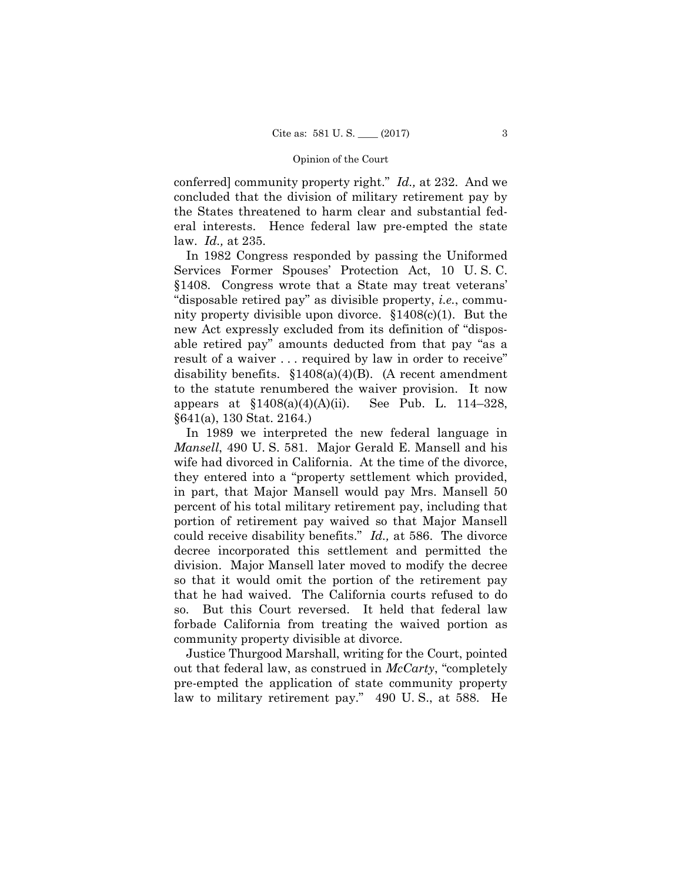conferred] community property right." *Id.,* at 232. And we concluded that the division of military retirement pay by the States threatened to harm clear and substantial federal interests. Hence federal law pre-empted the state law. *Id.,* at 235.

In 1982 Congress responded by passing the Uniformed Services Former Spouses' Protection Act, 10 U. S. C. §1408. Congress wrote that a State may treat veterans' "disposable retired pay" as divisible property, *i.e.*, community property divisible upon divorce. §1408(c)(1). But the new Act expressly excluded from its definition of "disposable retired pay" amounts deducted from that pay "as a result of a waiver . . . required by law in order to receive" disability benefits. §1408(a)(4)(B). (A recent amendment to the statute renumbered the waiver provision. It now appears at §1408(a)(4)(A)(ii). See Pub. L. 114–328, §641(a), 130 Stat. 2164.)

In 1989 we interpreted the new federal language in *Mansell*, 490 U. S. 581. Major Gerald E. Mansell and his wife had divorced in California. At the time of the divorce, they entered into a "property settlement which provided, in part, that Major Mansell would pay Mrs. Mansell 50 percent of his total military retirement pay, including that portion of retirement pay waived so that Major Mansell could receive disability benefits." *Id.,* at 586. The divorce decree incorporated this settlement and permitted the division. Major Mansell later moved to modify the decree so that it would omit the portion of the retirement pay that he had waived. The California courts refused to do so. But this Court reversed. It held that federal law forbade California from treating the waived portion as community property divisible at divorce.

Justice Thurgood Marshall, writing for the Court, pointed out that federal law, as construed in *McCarty*, "completely pre-empted the application of state community property law to military retirement pay." 490 U. S., at 588. He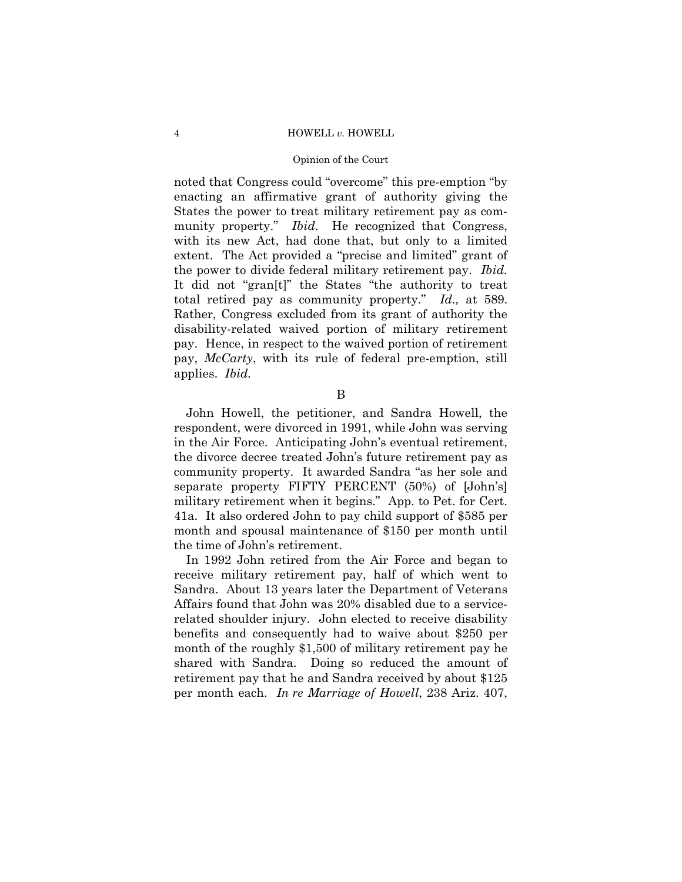noted that Congress could "overcome" this pre-emption "by enacting an affirmative grant of authority giving the States the power to treat military retirement pay as community property." *Ibid.* He recognized that Congress, with its new Act, had done that, but only to a limited extent. The Act provided a "precise and limited" grant of the power to divide federal military retirement pay. *Ibid.* It did not "gran[t]" the States "the authority to treat total retired pay as community property." *Id.,* at 589. Rather, Congress excluded from its grant of authority the disability-related waived portion of military retirement pay. Hence, in respect to the waived portion of retirement pay, *McCarty*, with its rule of federal pre-emption, still applies. *Ibid.*

## B

John Howell, the petitioner, and Sandra Howell, the respondent, were divorced in 1991, while John was serving in the Air Force. Anticipating John's eventual retirement, the divorce decree treated John's future retirement pay as community property. It awarded Sandra "as her sole and separate property FIFTY PERCENT (50%) of [John's] military retirement when it begins." App. to Pet. for Cert. 41a. It also ordered John to pay child support of $585 per month and spousal maintenance of $150 per month until the time of John's retirement.

In 1992 John retired from the Air Force and began to receive military retirement pay, half of which went to Sandra. About 13 years later the Department of Veterans Affairs found that John was 20% disabled due to a service-related shoulder injury. John elected to receive disability benefits and consequently had to waive about $250 per month of the roughly $1,500 of military retirement pay he shared with Sandra. Doing so reduced the amount of retirement pay that he and Sandra received by about $125 per month each. *In re Marriage of Howell*, 238 Ariz. 407,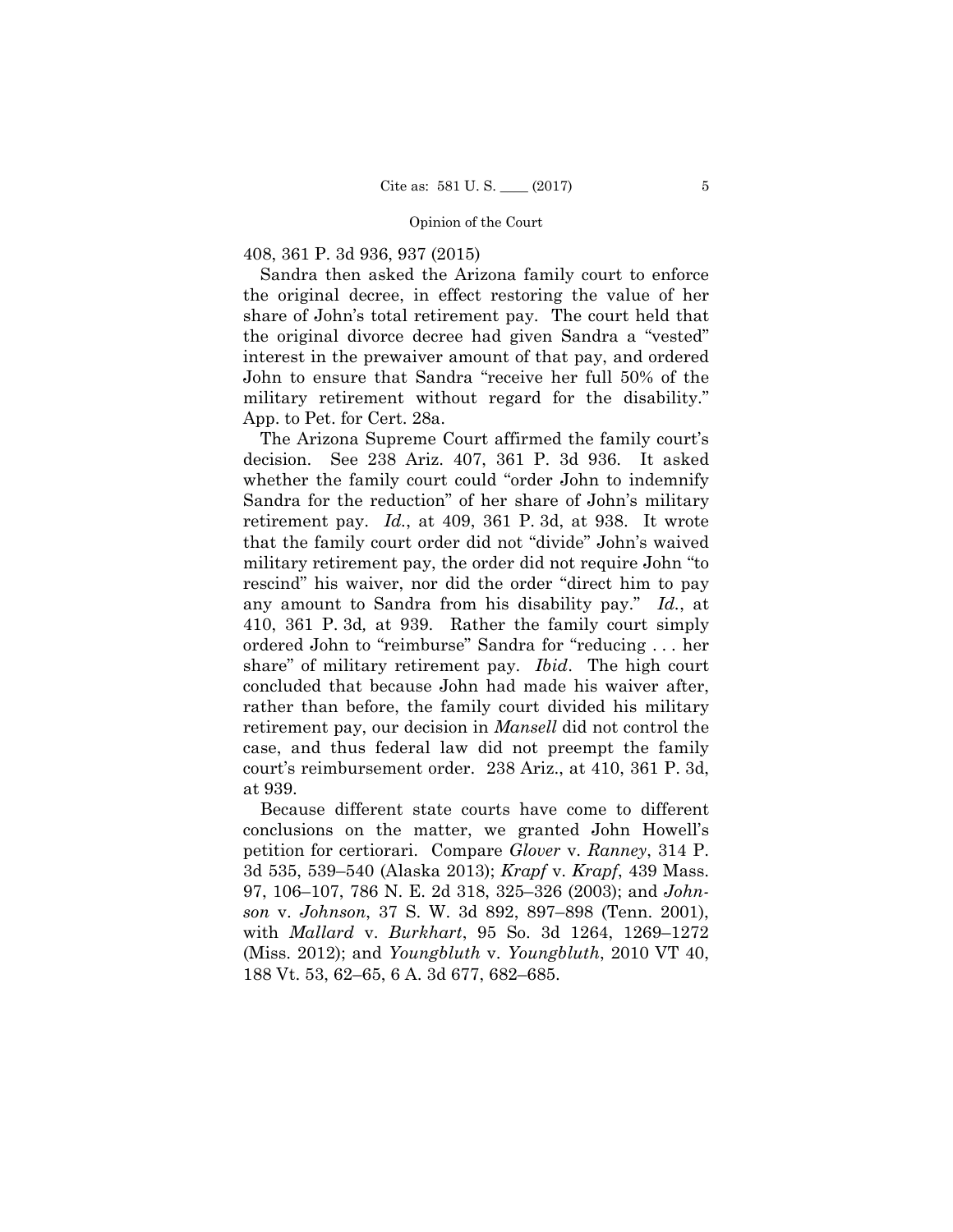408, 361 P. 3d 936, 937 (2015)

Sandra then asked the Arizona family court to enforce the original decree, in effect restoring the value of her share of John's total retirement pay. The court held that the original divorce decree had given Sandra a "vested" interest in the prewaiver amount of that pay, and ordered John to ensure that Sandra "receive her full 50% of the military retirement without regard for the disability." App. to Pet. for Cert. 28a.

The Arizona Supreme Court affirmed the family court's decision. See 238 Ariz. 407, 361 P. 3d 936. It asked whether the family court could "order John to indemnify Sandra for the reduction" of her share of John's military retirement pay. *Id.*, at 409, 361 P. 3d, at 938. It wrote that the family court order did not "divide" John's waived military retirement pay, the order did not require John "to rescind" his waiver, nor did the order "direct him to pay any amount to Sandra from his disability pay." *Id.*, at 410, 361 P. 3d, at 939. Rather the family court simply ordered John to "reimburse" Sandra for "reducing . . . her share" of military retirement pay. *Ibid*. The high court concluded that because John had made his waiver after, rather than before, the family court divided his military retirement pay, our decision in *Mansell* did not control the case, and thus federal law did not preempt the family court's reimbursement order. 238 Ariz., at 410, 361 P. 3d, at 939.

Because different state courts have come to different conclusions on the matter, we granted John Howell's petition for certiorari. Compare *Glover* v. *Ranney*, 314 P. 3d 535, 539–540 (Alaska 2013); *Krapf* v. *Krapf*, 439 Mass. 97, 106–107, 786 N. E. 2d 318, 325–326 (2003); and *Johnson* v. *Johnson*, 37 S. W. 3d 892, 897–898 (Tenn. 2001), with *Mallard* v. *Burkhart*, 95 So. 3d 1264, 1269–1272 (Miss. 2012); and *Youngbluth* v. *Youngbluth*, 2010 VT 40, 188 Vt. 53, 62–65, 6 A. 3d 677, 682–685.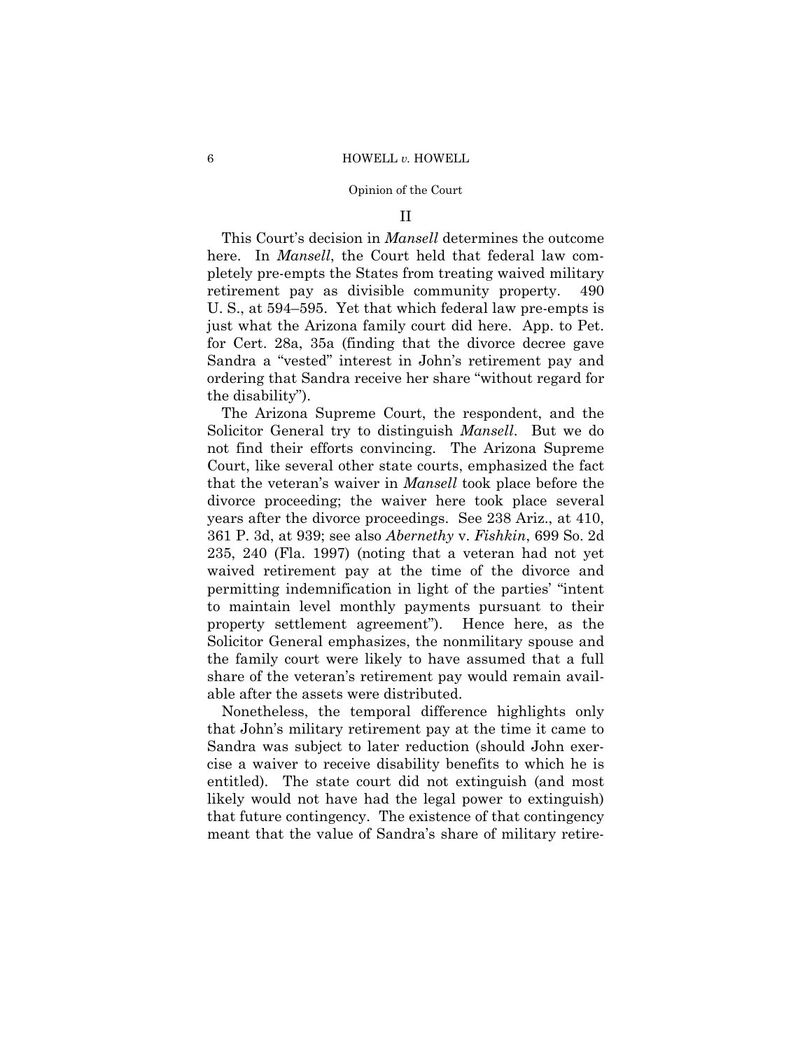## II

This Court's decision in *Mansell* determines the outcome here. In *Mansell*, the Court held that federal law completely pre-empts the States from treating waived military retirement pay as divisible community property. 490 U. S., at 594–595. Yet that which federal law pre-empts is just what the Arizona family court did here. App. to Pet. for Cert. 28a, 35a (finding that the divorce decree gave Sandra a "vested" interest in John's retirement pay and ordering that Sandra receive her share "without regard for the disability").

The Arizona Supreme Court, the respondent, and the Solicitor General try to distinguish *Mansell*. But we do not find their efforts convincing. The Arizona Supreme Court, like several other state courts, emphasized the fact that the veteran's waiver in *Mansell* took place before the divorce proceeding; the waiver here took place several years after the divorce proceedings. See 238 Ariz., at 410, 361 P. 3d, at 939; see also *Abernethy* v. *Fishkin*, 699 So. 2d 235, 240 (Fla. 1997) (noting that a veteran had not yet waived retirement pay at the time of the divorce and permitting indemnification in light of the parties' "intent to maintain level monthly payments pursuant to their property settlement agreement"). Hence here, as the Solicitor General emphasizes, the nonmilitary spouse and the family court were likely to have assumed that a full share of the veteran's retirement pay would remain available after the assets were distributed.

Nonetheless, the temporal difference highlights only that John's military retirement pay at the time it came to Sandra was subject to later reduction (should John exercise a waiver to receive disability benefits to which he is entitled). The state court did not extinguish (and most likely would not have had the legal power to extinguish) that future contingency. The existence of that contingency meant that the value of Sandra's share of military retire-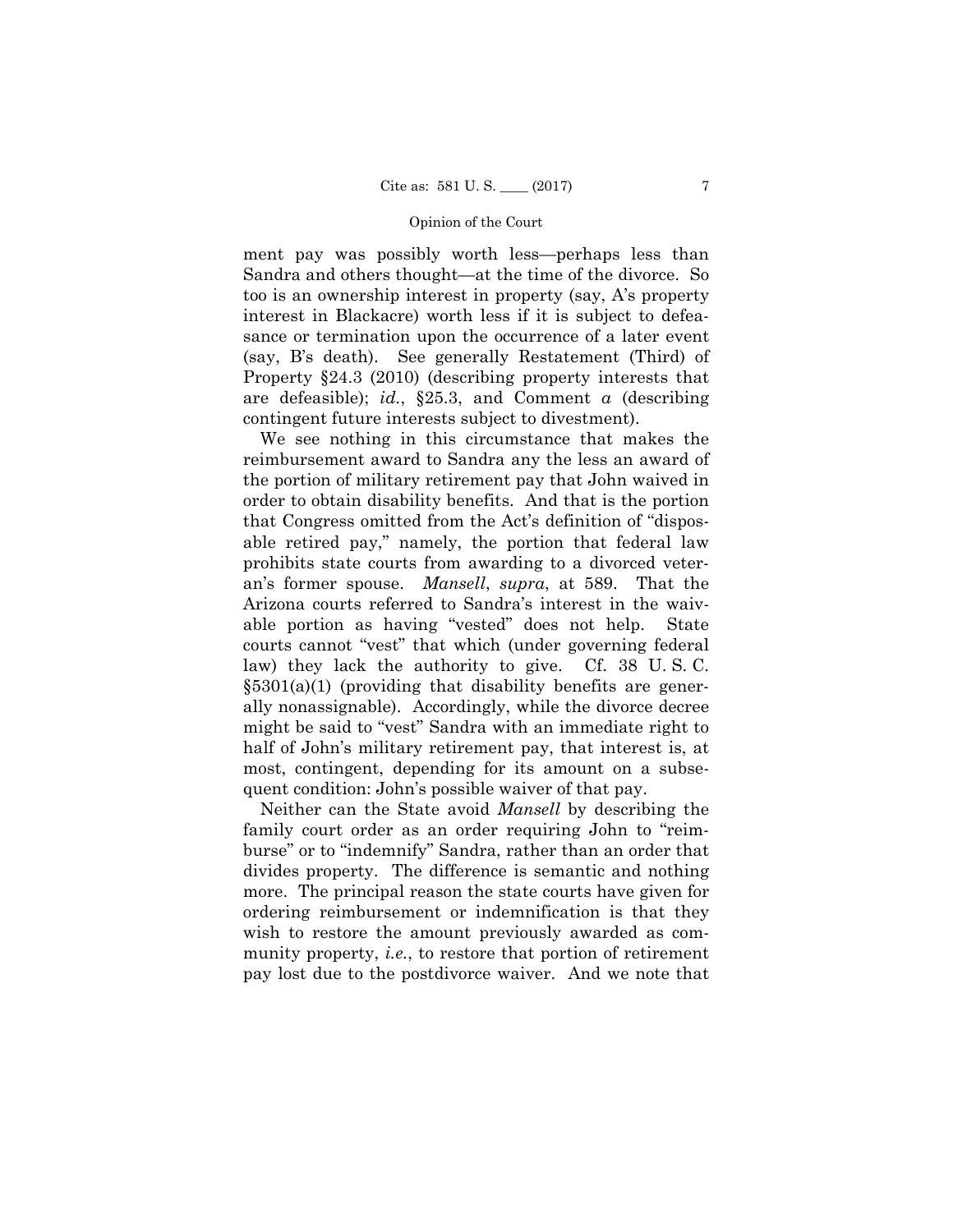ment pay was possibly worth less—perhaps less than Sandra and others thought—at the time of the divorce. So too is an ownership interest in property (say, A's property interest in Blackacre) worth less if it is subject to defeasance or termination upon the occurrence of a later event (say, B's death). See generally Restatement (Third) of Property §24.3 (2010) (describing property interests that are defeasible); *id.*, §25.3, and Comment *a* (describing contingent future interests subject to divestment).

We see nothing in this circumstance that makes the reimbursement award to Sandra any the less an award of the portion of military retirement pay that John waived in order to obtain disability benefits. And that is the portion that Congress omitted from the Act's definition of "disposable retired pay," namely, the portion that federal law prohibits state courts from awarding to a divorced veteran's former spouse. *Mansell*, *supra*, at 589. That the Arizona courts referred to Sandra's interest in the waivable portion as having "vested" does not help. State courts cannot "vest" that which (under governing federal law) they lack the authority to give. Cf. 38 U. S. C. §5301(a)(1) (providing that disability benefits are generally nonassignable). Accordingly, while the divorce decree might be said to "vest" Sandra with an immediate right to half of John's military retirement pay, that interest is, at most, contingent, depending for its amount on a subsequent condition: John's possible waiver of that pay.

Neither can the State avoid *Mansell* by describing the family court order as an order requiring John to "reimburse" or to "indemnify" Sandra, rather than an order that divides property. The difference is semantic and nothing more. The principal reason the state courts have given for ordering reimbursement or indemnification is that they wish to restore the amount previously awarded as community property, *i.e.*, to restore that portion of retirement pay lost due to the postdivorce waiver. And we note that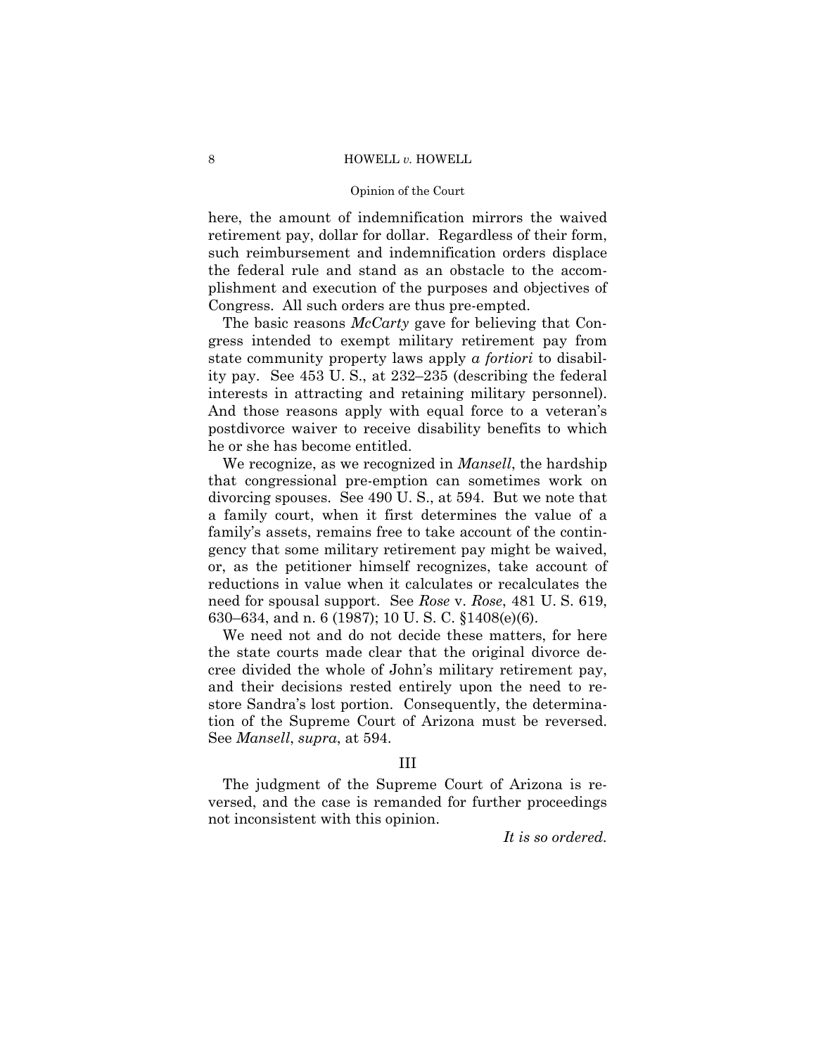here, the amount of indemnification mirrors the waived retirement pay, dollar for dollar. Regardless of their form, such reimbursement and indemnification orders displace the federal rule and stand as an obstacle to the accomplishment and execution of the purposes and objectives of Congress. All such orders are thus pre-empted.

The basic reasons *McCarty* gave for believing that Congress intended to exempt military retirement pay from state community property laws apply *a fortiori* to disability pay. See 453 U. S., at 232–235 (describing the federal interests in attracting and retaining military personnel). And those reasons apply with equal force to a veteran's postdivorce waiver to receive disability benefits to which he or she has become entitled.

We recognize, as we recognized in *Mansell*, the hardship that congressional pre-emption can sometimes work on divorcing spouses. See 490 U. S., at 594. But we note that a family court, when it first determines the value of a family's assets, remains free to take account of the contingency that some military retirement pay might be waived, or, as the petitioner himself recognizes, take account of reductions in value when it calculates or recalculates the need for spousal support. See *Rose* v. *Rose*, 481 U. S. 619, 630–634, and n. 6 (1987); 10 U. S. C. §1408(e)(6).

We need not and do not decide these matters, for here the state courts made clear that the original divorce decree divided the whole of John's military retirement pay, and their decisions rested entirely upon the need to restore Sandra's lost portion. Consequently, the determination of the Supreme Court of Arizona must be reversed. See *Mansell*, *supra*, at 594.

## III

The judgment of the Supreme Court of Arizona is reversed, and the case is remanded for further proceedings not inconsistent with this opinion.

*It is so ordered.*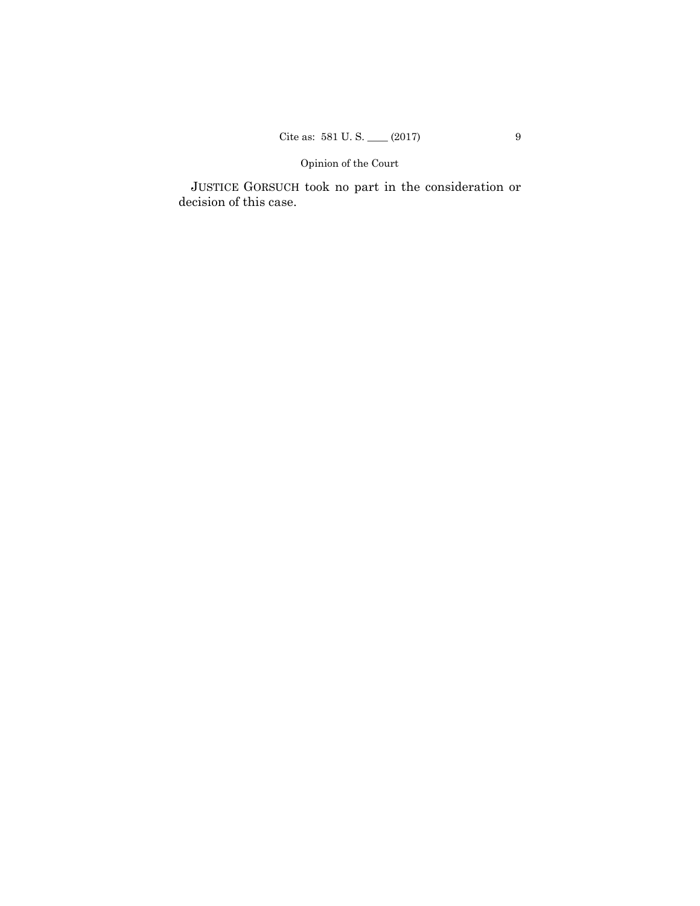JUSTICE GORSUCH took no part in the consideration or decision of this case.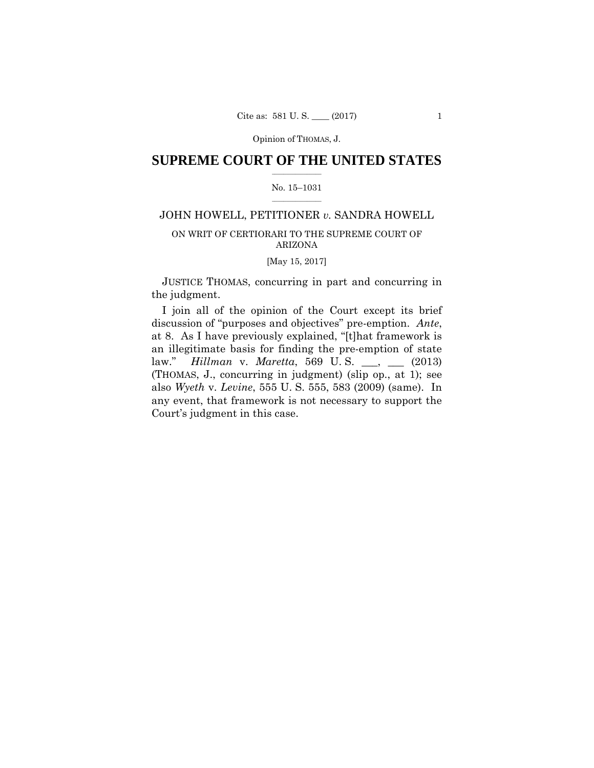# SUPREME COURT OF THE UNITED STATES

No. 15–1031

JOHN HOWELL, PETITIONER *v.* SANDRA HOWELL

ON WRIT OF CERTIORARI TO THE SUPREME COURT OF ARIZONA

[May 15, 2017]

JUSTICE THOMAS, concurring in part and concurring in the judgment.

I join all of the opinion of the Court except its brief discussion of "purposes and objectives" pre-emption. *Ante*, at 8. As I have previously explained, "[t]hat framework is an illegitimate basis for finding the pre-emption of state law." *Hillman* v. *Maretta*, 569 U. S. ___, ___ (2013) (THOMAS, J., concurring in judgment) (slip op., at 1); see also *Wyeth* v. *Levine*, 555 U. S. 555, 583 (2009) (same). In any event, that framework is not necessary to support the Court's judgment in this case.